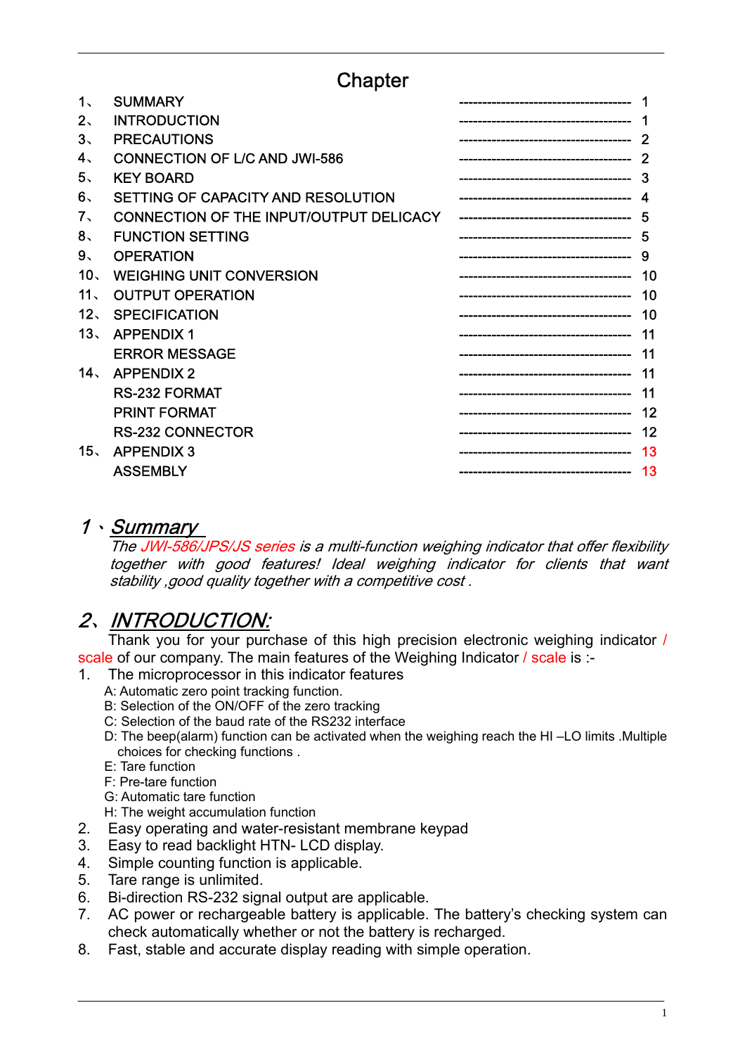# Chapter

| | | |
|---|---|---|
| 1、 | SUMMARY | 1 |
| 2、 | INTRODUCTION | 1 |
| 3、 | PRECAUTIONS | 2 |
| 4、 | CONNECTION OF L/C AND JWI-586 | 2 |
| 5、 | KEY BOARD | 3 |
| 6、 | SETTING OF CAPACITY AND RESOLUTION | 4 |
| 7、 | CONNECTION OF THE INPUT/OUTPUT DELICACY | 5 |
| 8、 | FUNCTION SETTING | 5 |
| 9、 | OPERATION | 9 |
| 10、 | WEIGHING UNIT CONVERSION | 10 |
| 11、 | OUTPUT OPERATION | 10 |
| 12、 | SPECIFICATION | 10 |
| 13、 | APPENDIX 1 | 11 |
| | ERROR MESSAGE | 11 |
| 14、 | APPENDIX 2 | 11 |
| | RS-232 FORMAT | 11 |
| | PRINT FORMAT | 12 |
| | RS-232 CONNECTOR | 12 |
| 15、 | APPENDIX 3 | 13 |
| | ASSEMBLY | 13 |

## 1、*Summary*

*The JWI-586/JPS/JS series is a multi-function weighing indicator that offer flexibility together with good features! Ideal weighing indicator for clients that want stability ,good quality together with a competitive cost .*

## 2、*INTRODUCTION:*

Thank you for your purchase of this high precision electronic weighing indicator / scale of our company. The main features of the Weighing Indicator / scale is :-

1. The microprocessor in this indicator features
   - A: Automatic zero point tracking function.
   - B: Selection of the ON/OFF of the zero tracking
   - C: Selection of the baud rate of the RS232 interface
   - D: The beep(alarm) function can be activated when the weighing reach the HI –LO limits .Multiple choices for checking functions .
   - E: Tare function
   - F: Pre-tare function
   - G: Automatic tare function
   - H: The weight accumulation function
2. Easy operating and water-resistant membrane keypad
3. Easy to read backlight HTN- LCD display.
4. Simple counting function is applicable.
5. Tare range is unlimited.
6. Bi-direction RS-232 signal output are applicable.
7. AC power or rechargeable battery is applicable. The battery's checking system can check automatically whether or not the battery is recharged.
8. Fast, stable and accurate display reading with simple operation.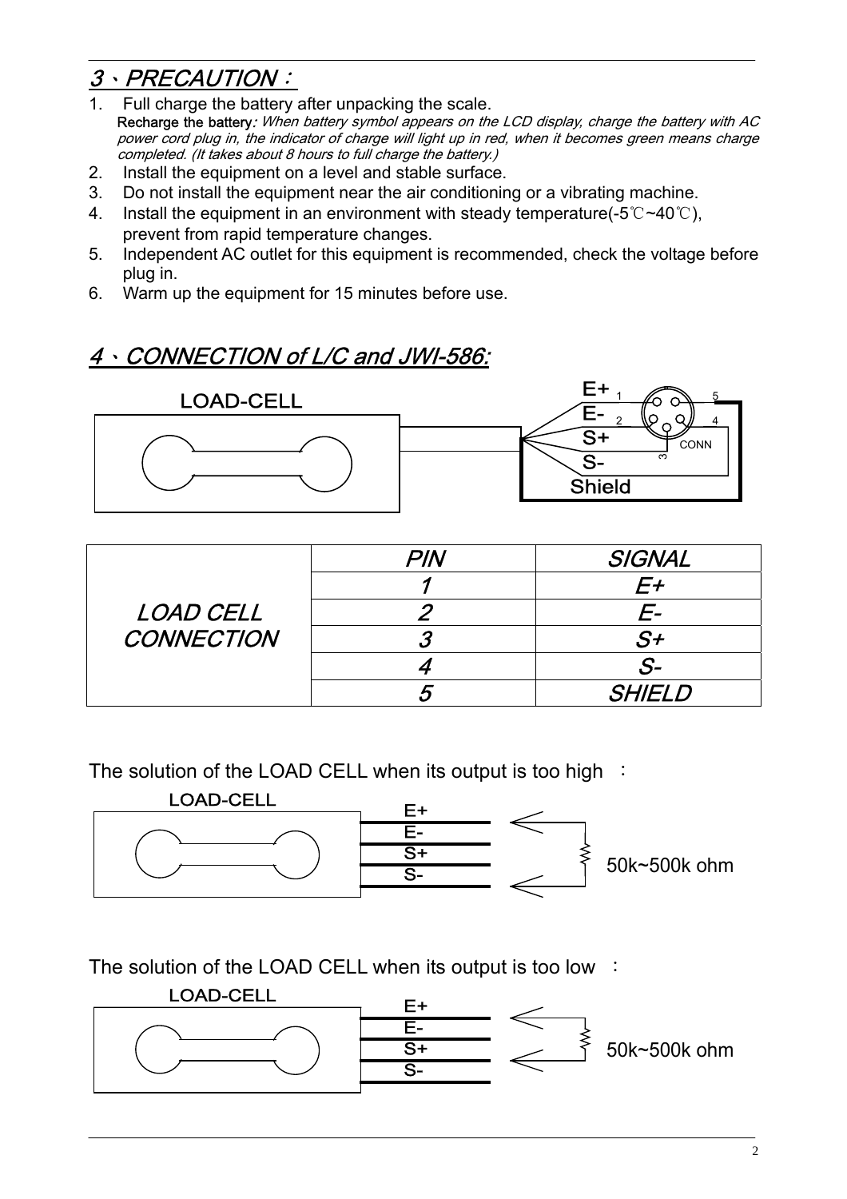## 3、PRECAUTION：

1. Full charge the battery after unpacking the scale.
   **Recharge the battery**: *When battery symbol appears on the LCD display, charge the battery with AC power cord plug in, the indicator of charge will light up in red, when it becomes green means charge completed. (It takes about 8 hours to full charge the battery.)*
2. Install the equipment on a level and stable surface.
3. Do not install the equipment near the air conditioning or a vibrating machine.
4. Install the equipment in an environment with steady temperature(-5℃~40℃), prevent from rapid temperature changes.
5. Independent AC outlet for this equipment is recommended, check the voltage before plug in.
6. Warm up the equipment for 15 minutes before use.

## 4、CONNECTION of L/C and JWI-586:

LOAD-CELL

E+ 1, E- 2, S+, S- 3, Shield, 5, 4, CONN

| | PIN | SIGNAL |
|---|---|---|
| LOAD CELL CONNECTION | 1 | E+ |
| | 2 | E- |
| | 3 | S+ |
| | 4 | S- |
| | 5 | SHIELD |

The solution of the LOAD CELL when its output is too high ：

LOAD-CELL — E+, E-, S+, S- — 50k~500k ohm

The solution of the LOAD CELL when its output is too low ：

LOAD-CELL — E+, E-, S+, S- — 50k~500k ohm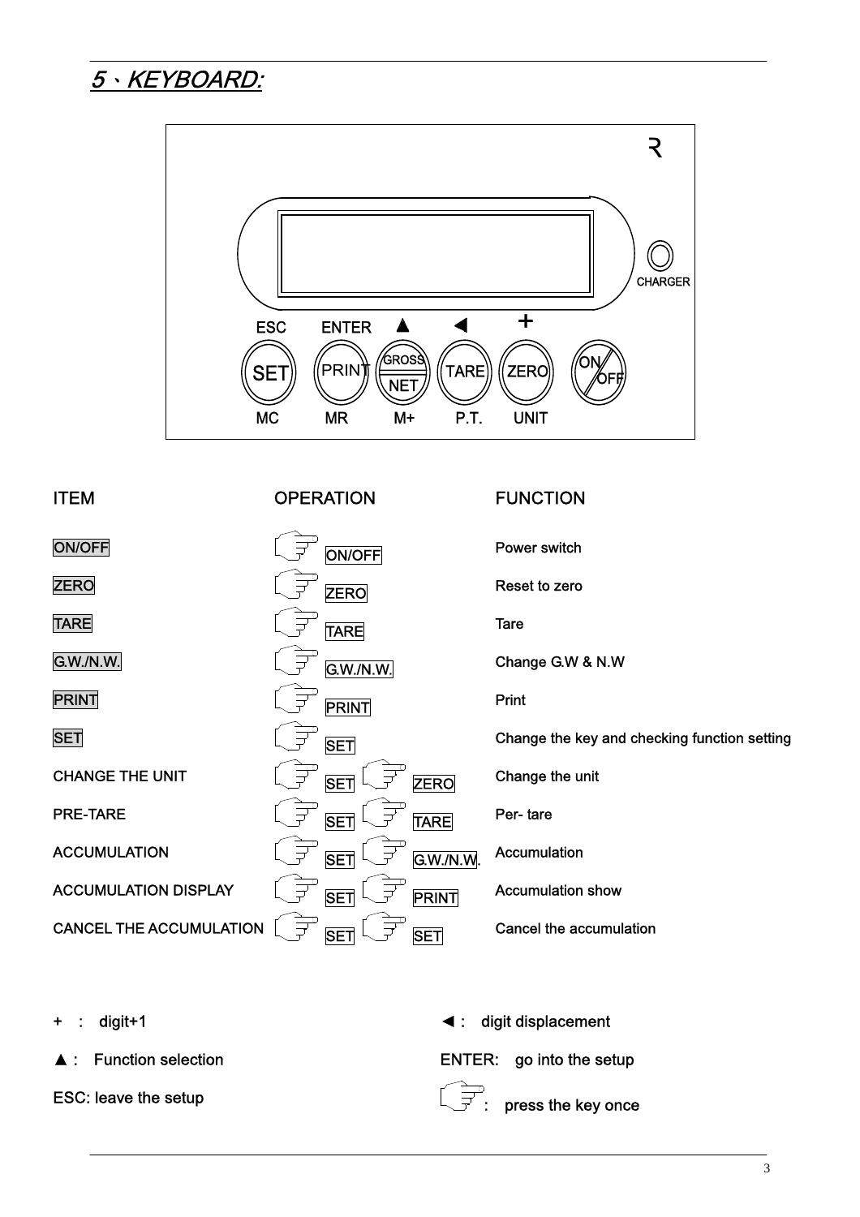# 5、KEYBOARD:

| ITEM | OPERATION | FUNCTION |
|---|---|---|
| ON/OFF | ☞ ON/OFF | Power switch |
| ZERO | ☞ ZERO | Reset to zero |
| TARE | ☞ TARE | Tare |
| G.W./N.W. | ☞ G.W./N.W. | Change G.W & N.W |
| PRINT | ☞ PRINT | Print |
| SET | ☞ SET | Change the key and checking function setting |
| CHANGE THE UNIT | ☞ SET ☞ ZERO | Change the unit |
| PRE-TARE | ☞ SET ☞ TARE | Per- tare |
| ACCUMULATION | ☞ SET ☞ G.W./N.W. | Accumulation |
| ACCUMULATION DISPLAY | ☞ SET ☞ PRINT | Accumulation show |
| CANCEL THE ACCUMULATION | ☞ SET ☞ SET | Cancel the accumulation |

+ : digit+1

◄ : digit displacement

▲ : Function selection

ENTER: go into the setup

ESC: leave the setup

☞ : press the key once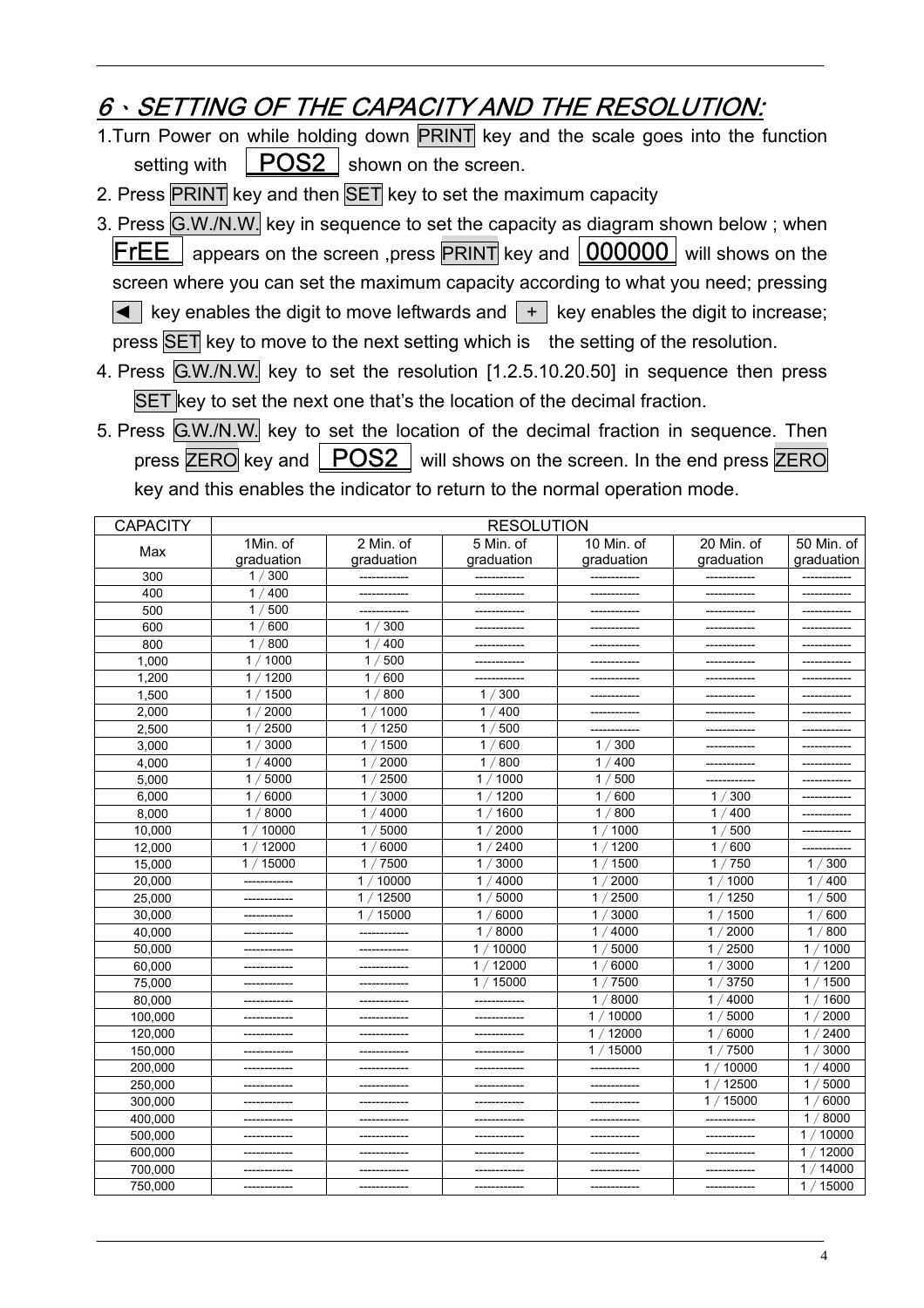## 6、SETTING OF THE CAPACITY AND THE RESOLUTION:

1. Turn Power on while holding down PRINT key and the scale goes into the function setting with **POS2** shown on the screen.
2. Press PRINT key and then SET key to set the maximum capacity
3. Press G.W./N.W. key in sequence to set the capacity as diagram shown below ; when **FrEE** appears on the screen ,press PRINT key and **000000** will shows on the screen where you can set the maximum capacity according to what you need; pressing ◄ key enables the digit to move leftwards and + key enables the digit to increase; press SET key to move to the next setting which is the setting of the resolution.
4. Press G.W./N.W. key to set the resolution [1.2.5.10.20.50] in sequence then press SET key to set the next one that's the location of the decimal fraction.
5. Press G.W./N.W. key to set the location of the decimal fraction in sequence. Then press ZERO key and **POS2** will shows on the screen. In the end press ZERO key and this enables the indicator to return to the normal operation mode.

| CAPACITY | RESOLUTION | | | | | |
|---|---|---|---|---|---|---|
| Max | 1Min. of graduation | 2 Min. of graduation | 5 Min. of graduation | 10 Min. of graduation | 20 Min. of graduation | 50 Min. of graduation |
| 300 | 1/300 | ------------ | ------------ | ------------ | ------------ | ------------ |
| 400 | 1/400 | ------------ | ------------ | ------------ | ------------ | ------------ |
| 500 | 1/500 | ------------ | ------------ | ------------ | ------------ | ------------ |
| 600 | 1/600 | 1/300 | ------------ | ------------ | ------------ | ------------ |
| 800 | 1/800 | 1/400 | ------------ | ------------ | ------------ | ------------ |
| 1,000 | 1/1000 | 1/500 | ------------ | ------------ | ------------ | ------------ |
| 1,200 | 1/1200 | 1/600 | ------------ | ------------ | ------------ | ------------ |
| 1,500 | 1/1500 | 1/800 | 1/300 | ------------ | ------------ | ------------ |
| 2,000 | 1/2000 | 1/1000 | 1/400 | ------------ | ------------ | ------------ |
| 2,500 | 1/2500 | 1/1250 | 1/500 | ------------ | ------------ | ------------ |
| 3,000 | 1/3000 | 1/1500 | 1/600 | 1/300 | ------------ | ------------ |
| 4,000 | 1/4000 | 1/2000 | 1/800 | 1/400 | ------------ | ------------ |
| 5,000 | 1/5000 | 1/2500 | 1/1000 | 1/500 | ------------ | ------------ |
| 6,000 | 1/6000 | 1/3000 | 1/1200 | 1/600 | 1/300 | ------------ |
| 8,000 | 1/8000 | 1/4000 | 1/1600 | 1/800 | 1/400 | ------------ |
| 10,000 | 1/10000 | 1/5000 | 1/2000 | 1/1000 | 1/500 | ------------ |
| 12,000 | 1/12000 | 1/6000 | 1/2400 | 1/1200 | 1/600 | ------------ |
| 15,000 | 1/15000 | 1/7500 | 1/3000 | 1/1500 | 1/750 | 1/300 |
| 20,000 | ------------ | 1/10000 | 1/4000 | 1/2000 | 1/1000 | 1/400 |
| 25,000 | ------------ | 1/12500 | 1/5000 | 1/2500 | 1/1250 | 1/500 |
| 30,000 | ------------ | 1/15000 | 1/6000 | 1/3000 | 1/1500 | 1/600 |
| 40,000 | ------------ | ------------ | 1/8000 | 1/4000 | 1/2000 | 1/800 |
| 50,000 | ------------ | ------------ | 1/10000 | 1/5000 | 1/2500 | 1/1000 |
| 60,000 | ------------ | ------------ | 1/12000 | 1/6000 | 1/3000 | 1/1200 |
| 75,000 | ------------ | ------------ | 1/15000 | 1/7500 | 1/3750 | 1/1500 |
| 80,000 | ------------ | ------------ | ------------ | 1/8000 | 1/4000 | 1/1600 |
| 100,000 | ------------ | ------------ | ------------ | 1/10000 | 1/5000 | 1/2000 |
| 120,000 | ------------ | ------------ | ------------ | 1/12000 | 1/6000 | 1/2400 |
| 150,000 | ------------ | ------------ | ------------ | 1/15000 | 1/7500 | 1/3000 |
| 200,000 | ------------ | ------------ | ------------ | ------------ | 1/10000 | 1/4000 |
| 250,000 | ------------ | ------------ | ------------ | ------------ | 1/12500 | 1/5000 |
| 300,000 | ------------ | ------------ | ------------ | ------------ | 1/15000 | 1/6000 |
| 400,000 | ------------ | ------------ | ------------ | ------------ | ------------ | 1/8000 |
| 500,000 | ------------ | ------------ | ------------ | ------------ | ------------ | 1/10000 |
| 600,000 | ------------ | ------------ | ------------ | ------------ | ------------ | 1/12000 |
| 700,000 | ------------ | ------------ | ------------ | ------------ | ------------ | 1/14000 |
| 750,000 | ------------ | ------------ | ------------ | ------------ | ------------ | 1/15000 |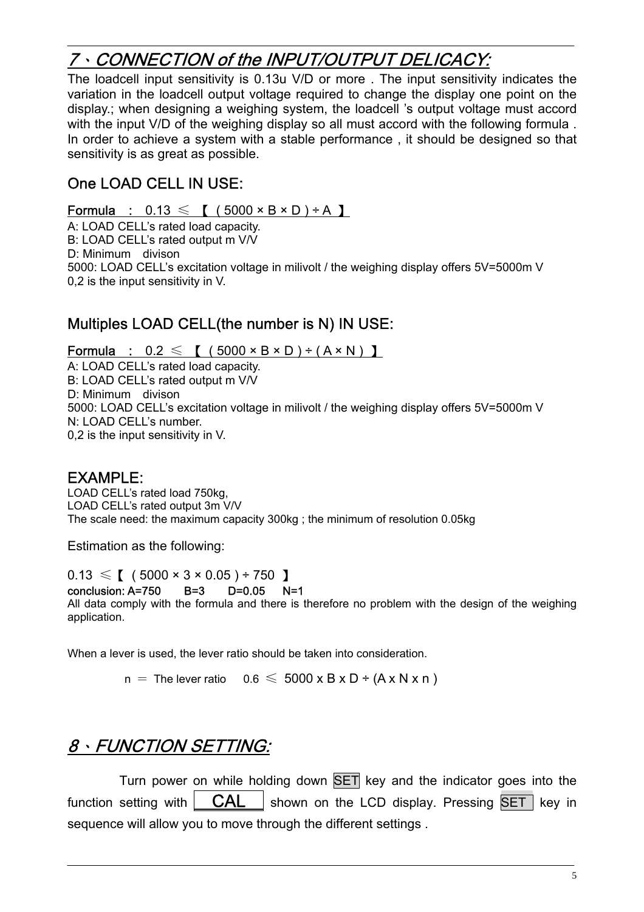## 7、CONNECTION of the INPUT/OUTPUT DELICACY:

The loadcell input sensitivity is 0.13u V/D or more . The input sensitivity indicates the variation in the loadcell output voltage required to change the display one point on the display.; when designing a weighing system, the loadcell 's output voltage must accord with the input V/D of the weighing display so all must accord with the following formula . In order to achieve a system with a stable performance , it should be designed so that sensitivity is as great as possible.

### One LOAD CELL IN USE:

**Formula :** $0.13 \leqslant 【 ( 5000 \times B \times D ) \div A 】$

A: LOAD CELL's rated load capacity.
B: LOAD CELL's rated output m V/V
D: Minimum divison
5000: LOAD CELL's excitation voltage in milivolt / the weighing display offers 5V=5000m V
0,2 is the input sensitivity in V.

### Multiples LOAD CELL(the number is N) IN USE:

**Formula :** $0.2 \leqslant 【 ( 5000 \times B \times D ) \div ( A \times N ) 】$

A: LOAD CELL's rated load capacity.
B: LOAD CELL's rated output m V/V
D: Minimum divison
5000: LOAD CELL's excitation voltage in milivolt / the weighing display offers 5V=5000m V
N: LOAD CELL's number.
0,2 is the input sensitivity in V.

### EXAMPLE:

LOAD CELL's rated load 750kg,
LOAD CELL's rated output 3m V/V
The scale need: the maximum capacity 300kg ; the minimum of resolution 0.05kg

Estimation as the following:

$0.13 \leqslant 【 ( 5000 \times 3 \times 0.05 ) \div 750 】$

**conclusion: A=750 B=3 D=0.05 N=1**

All data comply with the formula and there is therefore no problem with the design of the weighing application.

When a lever is used, the lever ratio should be taken into consideration.

n ＝ The lever ratio $0.6 \leqslant 5000 \times B \times D \div (A \times N \times n)$

## 8、FUNCTION SETTING:

Turn power on while holding down SET key and the indicator goes into the function setting with CAL shown on the LCD display. Pressing SET key in sequence will allow you to move through the different settings .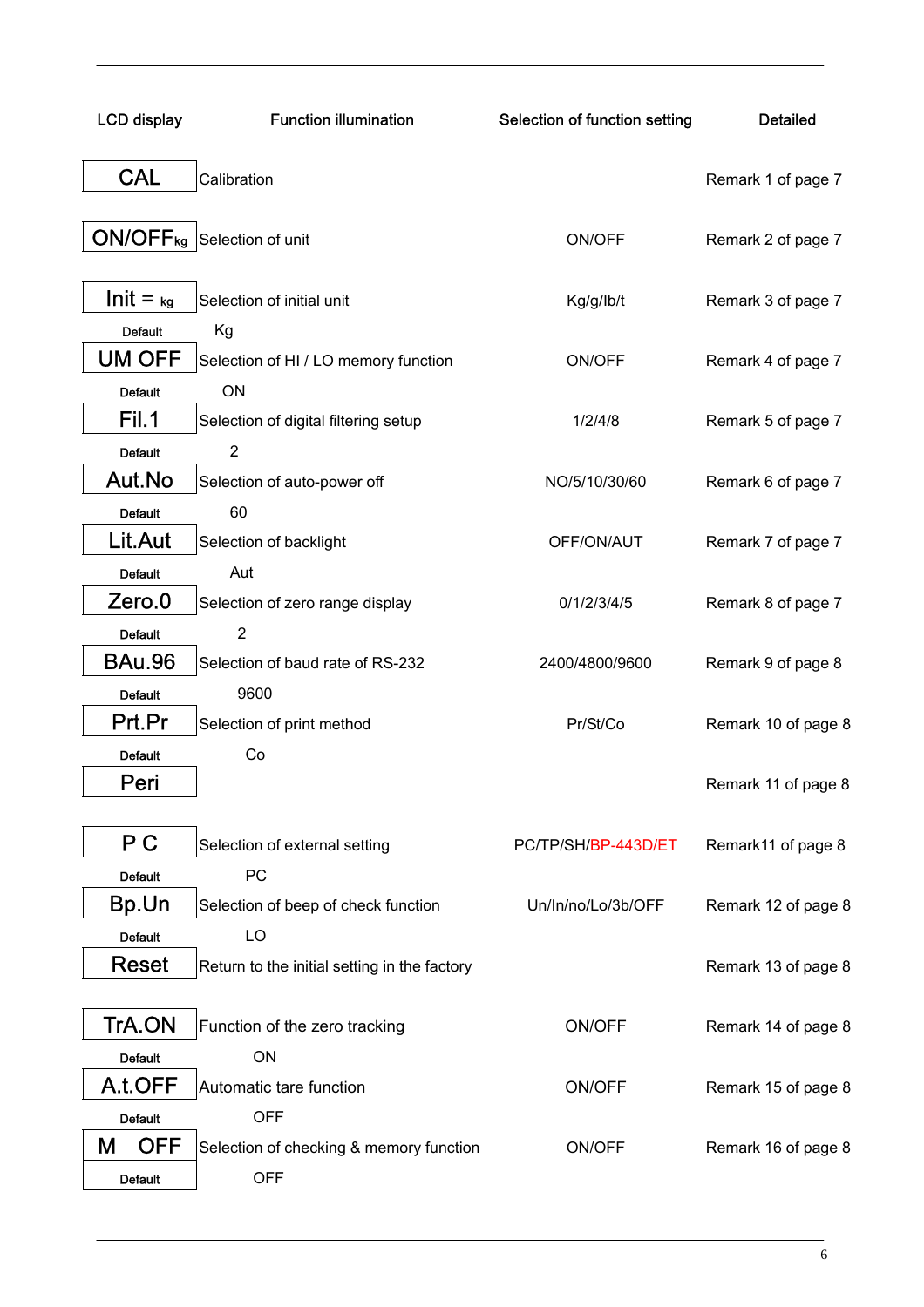| LCD display | Function illumination | Selection of function setting | Detailed |
|---|---|---|---|
| CAL | Calibration | | Remark 1 of page 7 |
| ON/OFFkg | Selection of unit | ON/OFF | Remark 2 of page 7 |
| Init = kg | Selection of initial unit | Kg/g/lb/t | Remark 3 of page 7 |
| Default | Kg | | |
| UM OFF | Selection of HI / LO memory function | ON/OFF | Remark 4 of page 7 |
| Default | ON | | |
| Fil.1 | Selection of digital filtering setup | 1/2/4/8 | Remark 5 of page 7 |
| Default | 2 | | |
| Aut.No | Selection of auto-power off | NO/5/10/30/60 | Remark 6 of page 7 |
| Default | 60 | | |
| Lit.Aut | Selection of backlight | OFF/ON/AUT | Remark 7 of page 7 |
| Default | Aut | | |
| Zero.0 | Selection of zero range display | 0/1/2/3/4/5 | Remark 8 of page 7 |
| Default | 2 | | |
| BAu.96 | Selection of baud rate of RS-232 | 2400/4800/9600 | Remark 9 of page 8 |
| Default | 9600 | | |
| Prt.Pr | Selection of print method | Pr/St/Co | Remark 10 of page 8 |
| Default | Co | | |
| Peri | | | Remark 11 of page 8 |
| P C | Selection of external setting | PC/TP/SH/BP-443D/ET | Remark11 of page 8 |
| Default | PC | | |
| Bp.Un | Selection of beep of check function | Un/In/no/Lo/3b/OFF | Remark 12 of page 8 |
| Default | LO | | |
| Reset | Return to the initial setting in the factory | | Remark 13 of page 8 |
| TrA.ON | Function of the zero tracking | ON/OFF | Remark 14 of page 8 |
| Default | ON | | |
| A.t.OFF | Automatic tare function | ON/OFF | Remark 15 of page 8 |
| Default | OFF | | |
| M OFF | Selection of checking & memory function | ON/OFF | Remark 16 of page 8 |
| Default | OFF | | |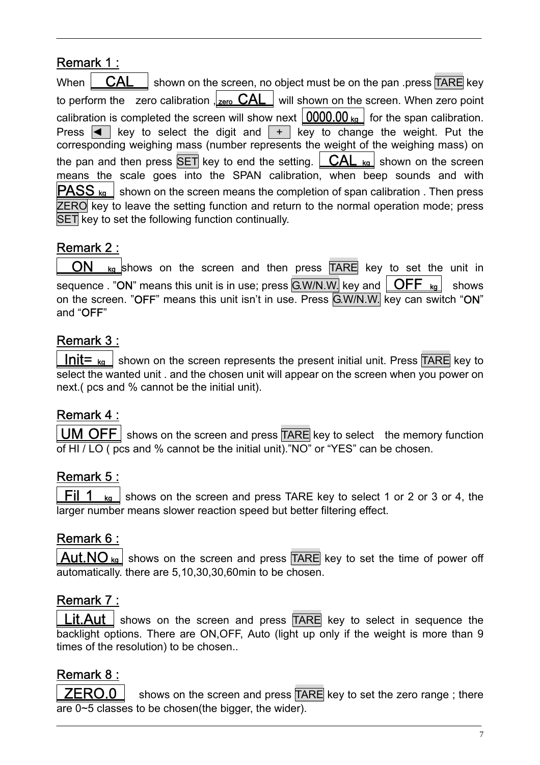## Remark 1 :

When [ CAL ] shown on the screen, no object must be on the pan .press TARE key to perform the zero calibration ,[ zero CAL ] will shown on the screen. When zero point calibration is completed the screen will show next [ 0000.00 kg ] for the span calibration. Press [ ◄ ] key to select the digit and [ + ] key to change the weight. Put the corresponding weighing mass (number represents the weight of the weighing mass) on the pan and then press SET key to end the setting. [ CAL kg ] shown on the screen means the scale goes into the SPAN calibration, when beep sounds and with [ PASS kg ] shown on the screen means the completion of span calibration . Then press ZERO key to leave the setting function and return to the normal operation mode; press SET key to set the following function continually.

## Remark 2 :

[ ON kg ] shows on the screen and then press TARE key to set the unit in sequence . "ON" means this unit is in use; press G.W/N.W. key and [ OFF kg ] shows on the screen. "OFF" means this unit isn't in use. Press G.W/N.W. key can switch "ON" and "OFF"

## Remark 3 :

[ Init= kg ] shown on the screen represents the present initial unit. Press TARE key to select the wanted unit . and the chosen unit will appear on the screen when you power on next.( pcs and % cannot be the initial unit).

## Remark 4 :

[ UM OFF ] shows on the screen and press TARE key to select the memory function of HI / LO ( pcs and % cannot be the initial unit)."NO" or "YES" can be chosen.

## Remark 5 :

[ Fil 1 kg ] shows on the screen and press TARE key to select 1 or 2 or 3 or 4, the larger number means slower reaction speed but better filtering effect.

## Remark 6 :

[ Aut.NO kg ] shows on the screen and press TARE key to set the time of power off automatically. there are 5,10,30,30,60min to be chosen.

## Remark 7 :

[ Lit.Aut ] shows on the screen and press TARE key to select in sequence the backlight options. There are ON,OFF, Auto (light up only if the weight is more than 9 times of the resolution) to be chosen..

## Remark 8 :

[ ZERO.0 ] shows on the screen and press TARE key to set the zero range ; there are 0~5 classes to be chosen(the bigger, the wider).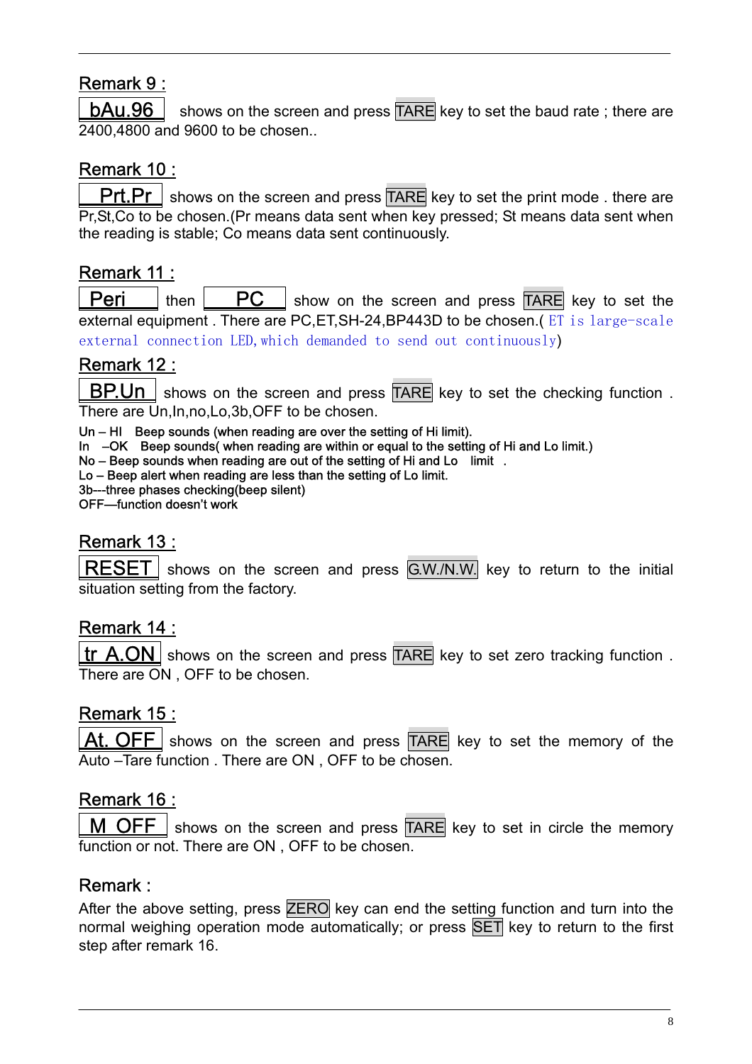## Remark 9 :

bAu.96 shows on the screen and press TARE key to set the baud rate ; there are 2400,4800 and 9600 to be chosen..

## Remark 10 :

Prt.Pr shows on the screen and press TARE key to set the print mode . there are Pr,St,Co to be chosen.(Pr means data sent when key pressed; St means data sent when the reading is stable; Co means data sent continuously.

## Remark 11 :

Peri then PC show on the screen and press TARE key to set the external equipment . There are PC,ET,SH-24,BP443D to be chosen.( ET is large-scale external connection LED,which demanded to send out continuously)

## Remark 12 :

BP.Un shows on the screen and press TARE key to set the checking function . There are Un,In,no,Lo,3b,OFF to be chosen.

Un – HI Beep sounds (when reading are over the setting of Hi limit).
In –OK Beep sounds( when reading are within or equal to the setting of Hi and Lo limit.)
No – Beep sounds when reading are out of the setting of Hi and Lo limit .
Lo – Beep alert when reading are less than the setting of Lo limit.
3b---three phases checking(beep silent)
OFF—function doesn't work

## Remark 13 :

RESET shows on the screen and press G.W./N.W. key to return to the initial situation setting from the factory.

## Remark 14 :

tr A.ON shows on the screen and press TARE key to set zero tracking function . There are ON , OFF to be chosen.

## Remark 15 :

At. OFF shows on the screen and press TARE key to set the memory of the Auto –Tare function . There are ON , OFF to be chosen.

## Remark 16 :

M OFF shows on the screen and press TARE key to set in circle the memory function or not. There are ON , OFF to be chosen.

## Remark :

After the above setting, press ZERO key can end the setting function and turn into the normal weighing operation mode automatically; or press SET key to return to the first step after remark 16.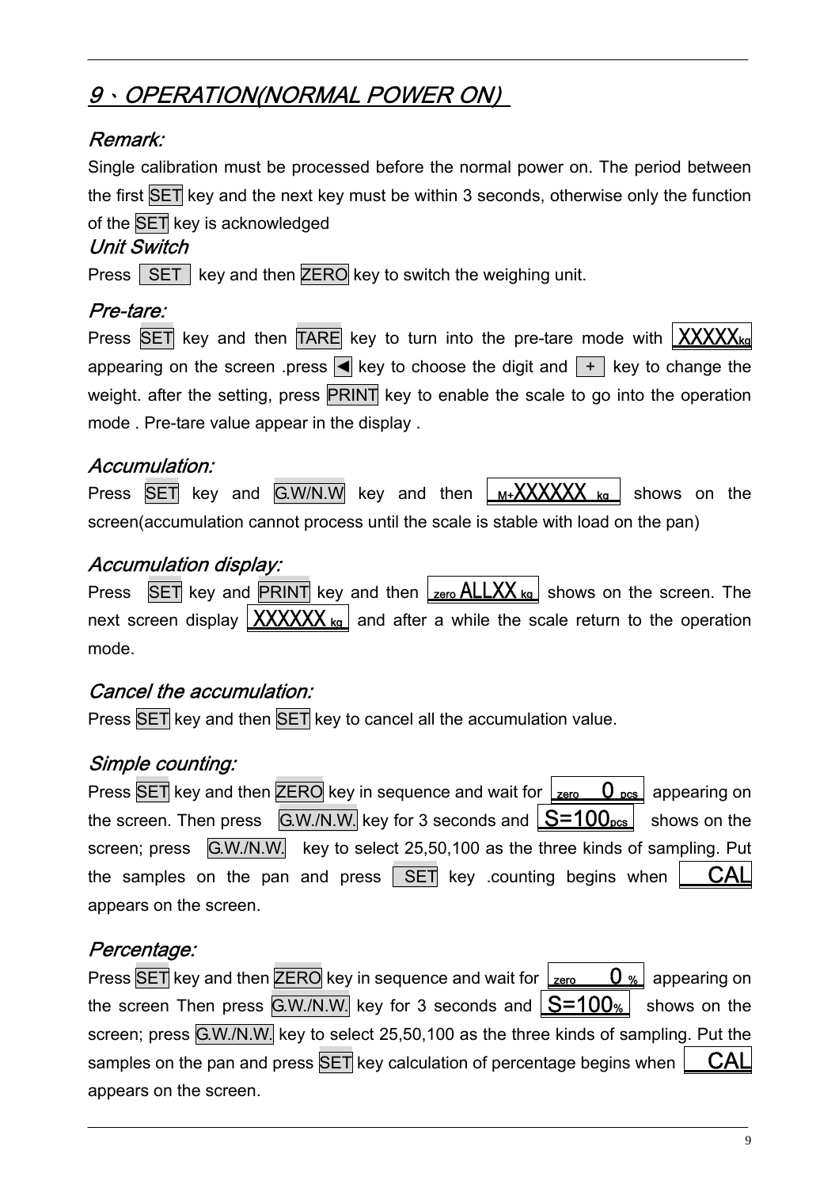# 9、OPERATION(NORMAL POWER ON)

## Remark:

Single calibration must be processed before the normal power on. The period between the first SET key and the next key must be within 3 seconds, otherwise only the function of the SET key is acknowledged

## Unit Switch

Press SET key and then ZERO key to switch the weighing unit.

## Pre-tare:

Press SET key and then TARE key to turn into the pre-tare mode with XXXXXkg appearing on the screen .press ◄ key to choose the digit and + key to change the weight. after the setting, press PRINT key to enable the scale to go into the operation mode . Pre-tare value appear in the display .

## Accumulation:

Press SET key and G.W/N.W key and then M+XXXXXX kg shows on the screen(accumulation cannot process until the scale is stable with load on the pan)

## Accumulation display:

Press SET key and PRINT key and then zero ALLXX kg shows on the screen. The next screen display XXXXXX kg and after a while the scale return to the operation mode.

## Cancel the accumulation:

Press SET key and then SET key to cancel all the accumulation value.

## Simple counting:

Press SET key and then ZERO key in sequence and wait for zero 0 pcs appearing on the screen. Then press G.W./N.W. key for 3 seconds and S=100pcs shows on the screen; press G.W./N.W. key to select 25,50,100 as the three kinds of sampling. Put the samples on the pan and press SET key .counting begins when CAL appears on the screen.

## Percentage:

Press SET key and then ZERO key in sequence and wait for zero 0 % appearing on the screen Then press G.W./N.W. key for 3 seconds and S=100% shows on the screen; press G.W./N.W. key to select 25,50,100 as the three kinds of sampling. Put the samples on the pan and press SET key calculation of percentage begins when CAL appears on the screen.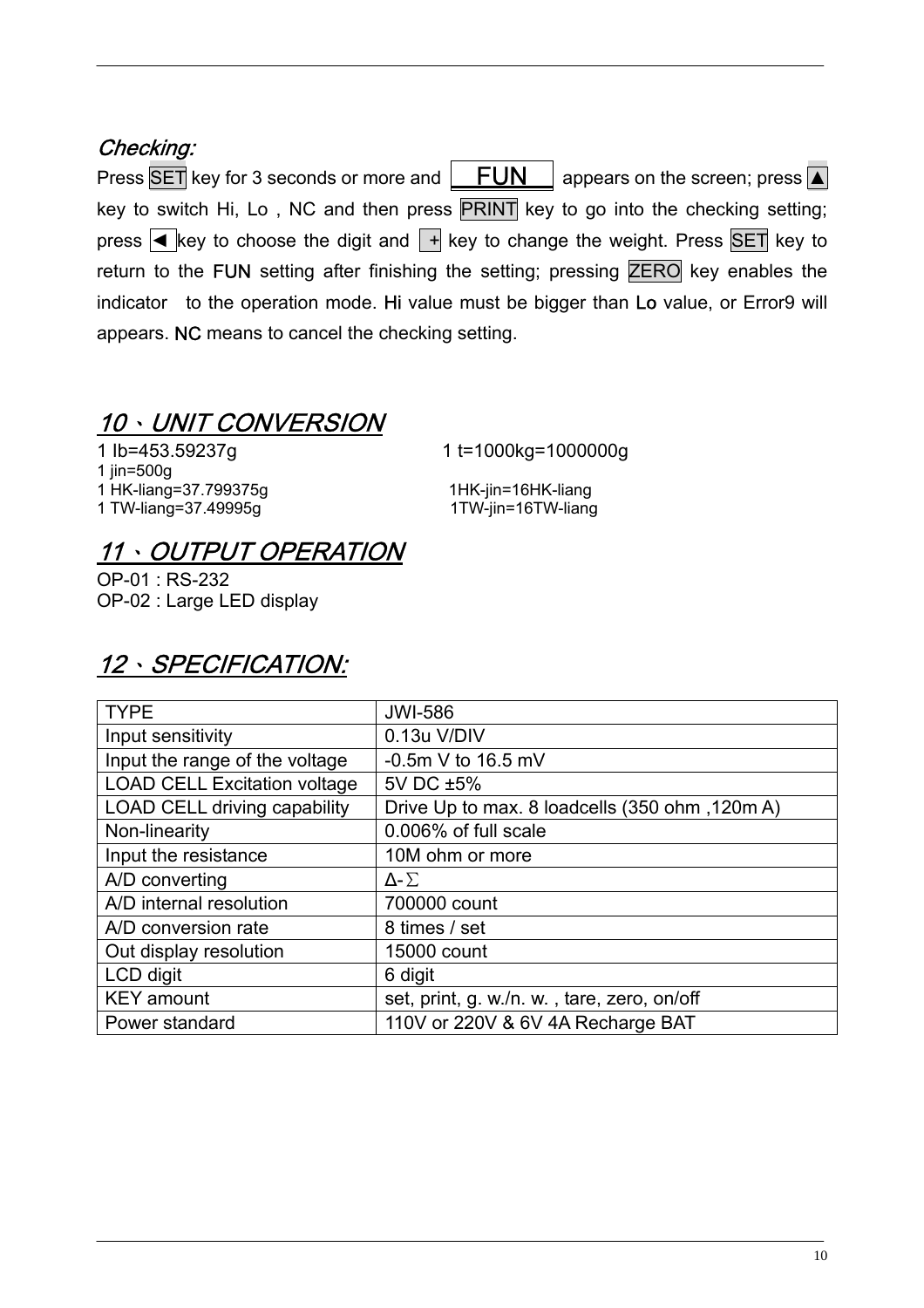### *Checking:*

Press SET key for 3 seconds or more and FUN appears on the screen; press ▲ key to switch Hi, Lo , NC and then press PRINT key to go into the checking setting; press ◄ key to choose the digit and + key to change the weight. Press SET key to return to the FUN setting after finishing the setting; pressing ZERO key enables the indicator to the operation mode. Hi value must be bigger than Lo value, or Error9 will appears. NC means to cancel the checking setting.

## *10、UNIT CONVERSION*

1 Ib=453.59237g

1 t=1000kg=1000000g

1 jin=500g

1 HK-liang=37.799375g

1HK-jin=16HK-liang

1 TW-liang=37.49995g

1TW-jin=16TW-liang

## *11、OUTPUT OPERATION*

OP-01 : RS-232

OP-02 : Large LED display

## *12、SPECIFICATION:*

| TYPE | JWI-586 |
|---|---|
| Input sensitivity | 0.13u V/DIV |
| Input the range of the voltage | -0.5m V to 16.5 mV |
| LOAD CELL Excitation voltage | 5V DC ±5% |
| LOAD CELL driving capability | Drive Up to max. 8 loadcells (350 ohm ,120m A) |
| Non-linearity | 0.006% of full scale |
| Input the resistance | 10M ohm or more |
| A/D converting | Δ-∑ |
| A/D internal resolution | 700000 count |
| A/D conversion rate | 8 times / set |
| Out display resolution | 15000 count |
| LCD digit | 6 digit |
| KEY amount | set, print, g. w./n. w. , tare, zero, on/off |
| Power standard | 110V or 220V & 6V 4A Recharge BAT |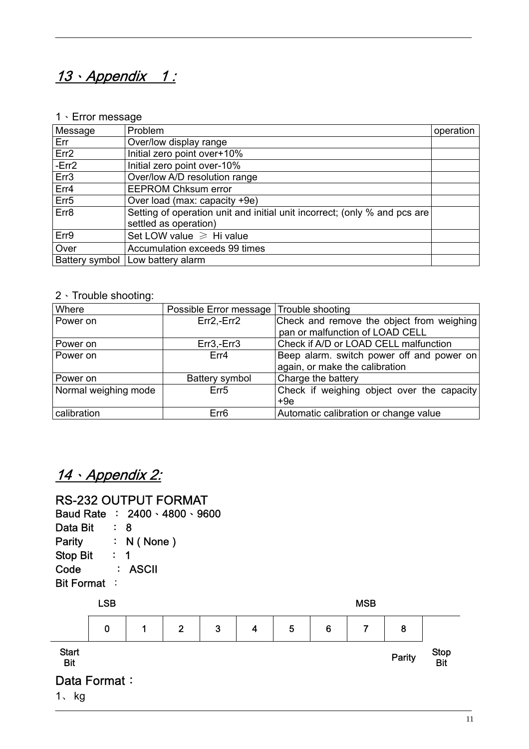## *13、Appendix 1:*

1、Error message

| Message | Problem | operation |
|---|---|---|
| Err | Over/low display range | |
| Err2 | Initial zero point over+10% | |
| -Err2 | Initial zero point over-10% | |
| Err3 | Over/low A/D resolution range | |
| Err4 | EEPROM Chksum error | |
| Err5 | Over load (max: capacity +9e) | |
| Err8 | Setting of operation unit and initial unit incorrect; (only % and pcs are settled as operation) | |
| Err9 | Set LOW value ≧ Hi value | |
| Over | Accumulation exceeds 99 times | |
| Battery symbol | Low battery alarm | |

2、Trouble shooting:

| Where | Possible Error message | Trouble shooting |
|---|---|---|
| Power on | Err2,-Err2 | Check and remove the object from weighing pan or malfunction of LOAD CELL |
| Power on | Err3,-Err3 | Check if A/D or LOAD CELL malfunction |
| Power on | Err4 | Beep alarm. switch power off and power on again, or make the calibration |
| Power on | Battery symbol | Charge the battery |
| Normal weighing mode | Err5 | Check if weighing object over the capacity +9e |
| calibration | Err6 | Automatic calibration or change value |

## *14、Appendix 2:*

### RS-232 OUTPUT FORMAT

**Baud Rate ： 2400、4800、9600**

**Data Bit ： 8**

**Parity ： N ( None )**

**Stop Bit ： 1**

**Code ： ASCII**

**Bit Format ：**

| | LSB | | | | | | | MSB | | |
|---|---|---|---|---|---|---|---|---|---|---|
| | 0 | 1 | 2 | 3 | 4 | 5 | 6 | 7 | 8 | |
| Start Bit | | | | | | | | | Parity | Stop Bit |

### Data Format：

1、 kg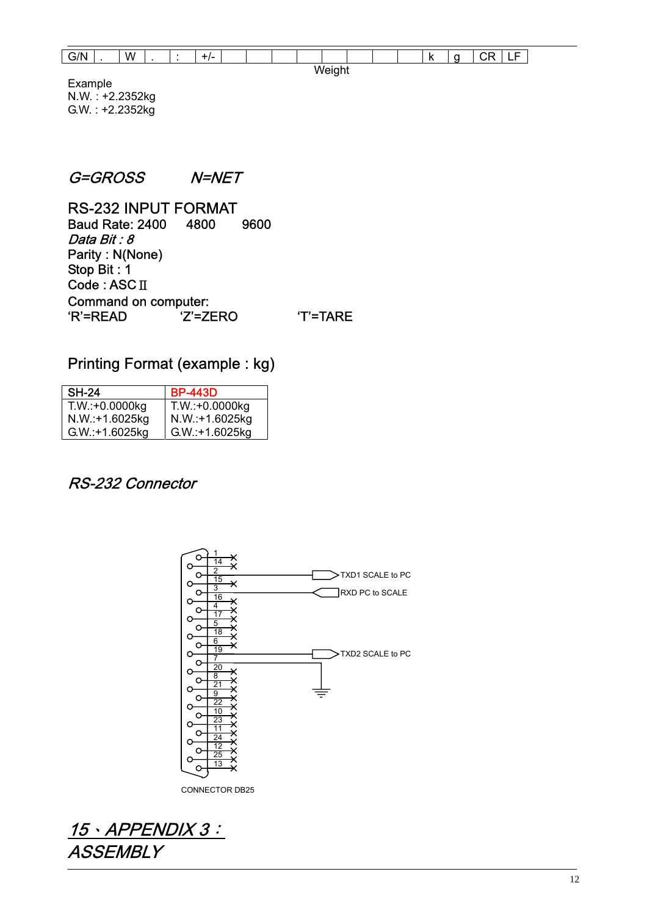| G/N | . | W | . | : | +/- | | | | | | | | | k | g | CR | LF |
|---|---|---|---|---|---|---|---|---|---|---|---|---|---|---|---|---|---|

Weight

Example
N.W. : +2.2352kg
G.W. : +2.2352kg

*G=GROSS* *N=NET*

## RS-232 INPUT FORMAT

Baud Rate: 2400 4800 9600
*Data Bit : 8*
Parity : N(None)
Stop Bit : 1
Code : ASCⅡ
Command on computer:
'R'=READ 'Z'=ZERO 'T'=TARE

## Printing Format (example : kg)

| SH-24 | BP-443D |
|---|---|
| T.W.:+0.0000kg | T.W.:+0.0000kg |
| N.W.:+1.6025kg | N.W.:+1.6025kg |
| G.W.:+1.6025kg | G.W.:+1.6025kg |

## *RS-232 Connector*

TXD1 SCALE to PC
RXD PC to SCALE
TXD2 SCALE to PC

CONNECTOR DB25

## *15、APPENDIX 3： ASSEMBLY*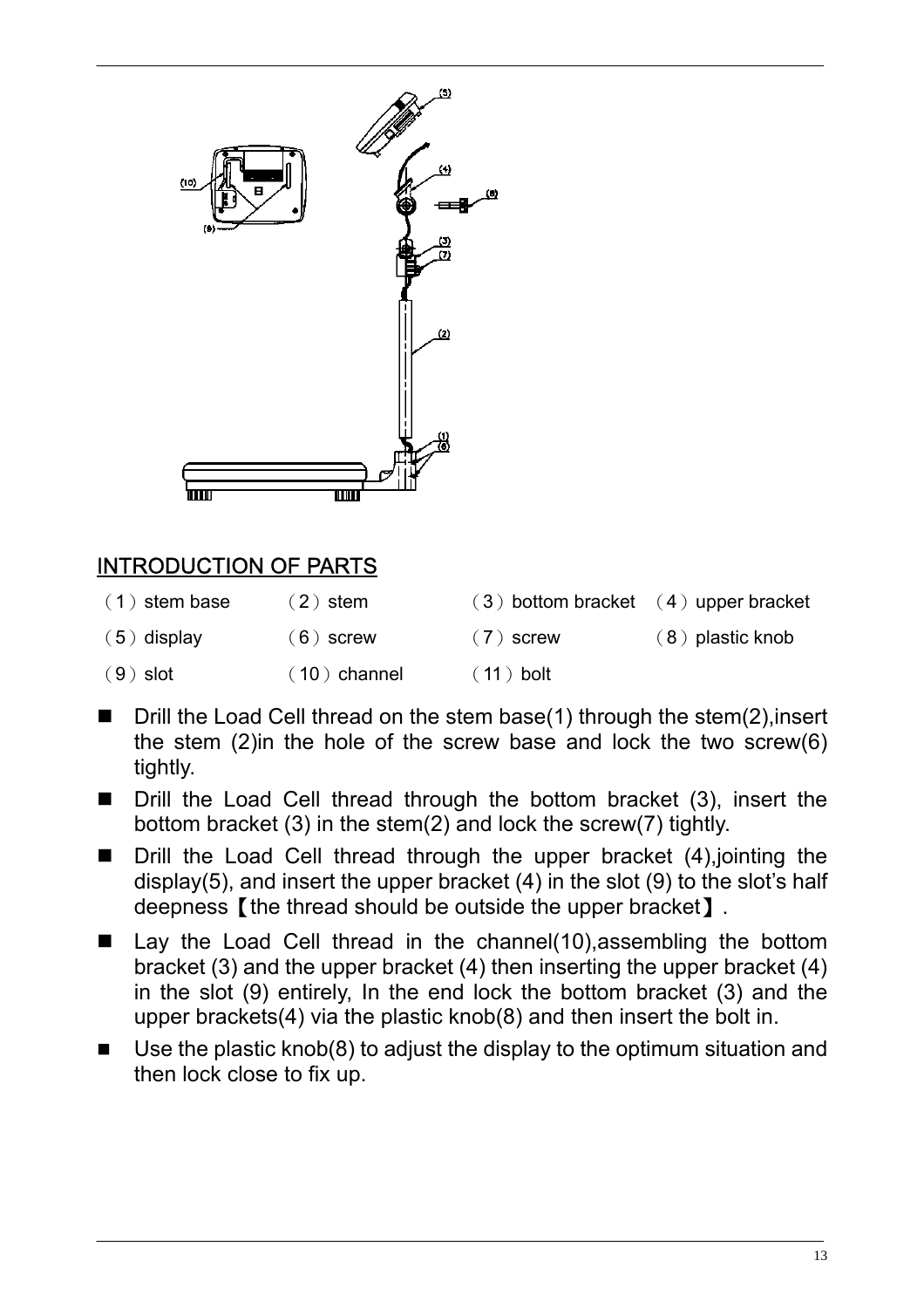## INTRODUCTION OF PARTS

| | | | |
|---|---|---|---|
| （1）stem base | （2）stem | （3）bottom bracket | （4）upper bracket |
| （5）display | （6）screw | （7）screw | （8）plastic knob |
| （9）slot | （10）channel | （11）bolt | |

- Drill the Load Cell thread on the stem base(1) through the stem(2),insert the stem (2)in the hole of the screw base and lock the two screw(6) tightly.
- Drill the Load Cell thread through the bottom bracket (3), insert the bottom bracket (3) in the stem(2) and lock the screw(7) tightly.
- Drill the Load Cell thread through the upper bracket (4),jointing the display(5), and insert the upper bracket (4) in the slot (9) to the slot's half deepness【the thread should be outside the upper bracket】.
- Lay the Load Cell thread in the channel(10),assembling the bottom bracket (3) and the upper bracket (4) then inserting the upper bracket (4) in the slot (9) entirely, In the end lock the bottom bracket (3) and the upper brackets(4) via the plastic knob(8) and then insert the bolt in.
- Use the plastic knob(8) to adjust the display to the optimum situation and then lock close to fix up.